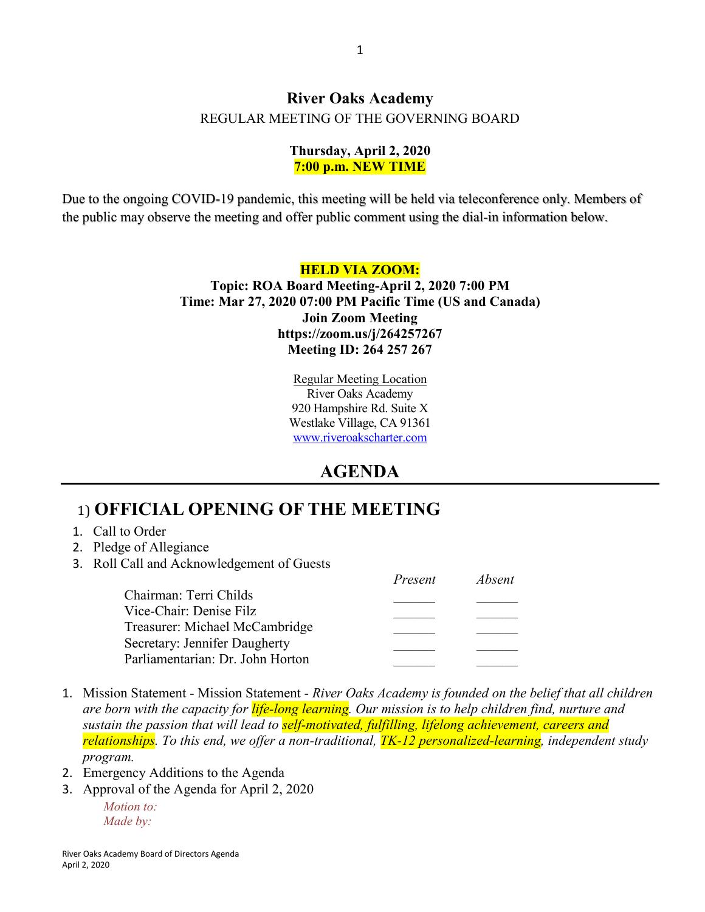# River Oaks Academy

REGULAR MEETING OF THE GOVERNING BOARD

**Thursday, April 2, 2020**
**7:00 p.m. NEW TIME**

Due to the ongoing COVID-19 pandemic, this meeting will be held via teleconference only. Members of the public may observe the meeting and offer public comment using the dial-in information below.

**HELD VIA ZOOM:**
**Topic: ROA Board Meeting-April 2, 2020 7:00 PM**
**Time: Mar 27, 2020 07:00 PM Pacific Time (US and Canada)**
**Join Zoom Meeting**
**https://zoom.us/j/264257267**
**Meeting ID: 264 257 267**

Regular Meeting Location
River Oaks Academy
920 Hampshire Rd. Suite X
Westlake Village, CA 91361
www.riveroakscharter.com

## AGENDA

## 1) OFFICIAL OPENING OF THE MEETING

1. Call to Order
2. Pledge of Allegiance
3. Roll Call and Acknowledgement of Guests

| | *Present* | *Absent* |
|---|---|---|
| Chairman: Terri Childs | ______ | ______ |
| Vice-Chair: Denise Filz | ______ | ______ |
| Treasurer: Michael McCambridge | ______ | ______ |
| Secretary: Jennifer Daugherty | ______ | ______ |
| Parliamentarian: Dr. John Horton | ______ | ______ |

1. Mission Statement - Mission Statement - *River Oaks Academy is founded on the belief that all children are born with the capacity for life-long learning. Our mission is to help children find, nurture and sustain the passion that will lead to self-motivated, fulfilling, lifelong achievement, careers and relationships. To this end, we offer a non-traditional, TK-12 personalized-learning, independent study program.*
2. Emergency Additions to the Agenda
3. Approval of the Agenda for April 2, 2020

   *Motion to:*
   *Made by:*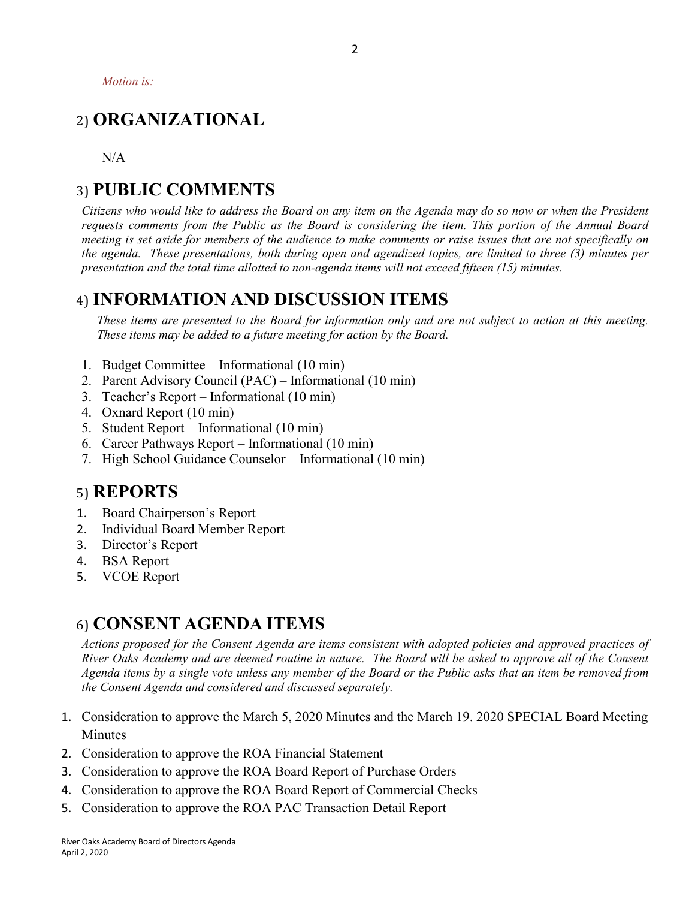*Motion is:*

## 2) ORGANIZATIONAL

N/A

## 3) PUBLIC COMMENTS

*Citizens who would like to address the Board on any item on the Agenda may do so now or when the President requests comments from the Public as the Board is considering the item. This portion of the Annual Board meeting is set aside for members of the audience to make comments or raise issues that are not specifically on the agenda. These presentations, both during open and agendized topics, are limited to three (3) minutes per presentation and the total time allotted to non-agenda items will not exceed fifteen (15) minutes.*

## 4) INFORMATION AND DISCUSSION ITEMS

*These items are presented to the Board for information only and are not subject to action at this meeting. These items may be added to a future meeting for action by the Board.*

1. Budget Committee – Informational (10 min)
2. Parent Advisory Council (PAC) – Informational (10 min)
3. Teacher's Report – Informational (10 min)
4. Oxnard Report (10 min)
5. Student Report – Informational (10 min)
6. Career Pathways Report – Informational (10 min)
7. High School Guidance Counselor—Informational (10 min)

## 5) REPORTS

1. Board Chairperson's Report
2. Individual Board Member Report
3. Director's Report
4. BSA Report
5. VCOE Report

## 6) CONSENT AGENDA ITEMS

*Actions proposed for the Consent Agenda are items consistent with adopted policies and approved practices of River Oaks Academy and are deemed routine in nature. The Board will be asked to approve all of the Consent Agenda items by a single vote unless any member of the Board or the Public asks that an item be removed from the Consent Agenda and considered and discussed separately.*

1. Consideration to approve the March 5, 2020 Minutes and the March 19. 2020 SPECIAL Board Meeting Minutes
2. Consideration to approve the ROA Financial Statement
3. Consideration to approve the ROA Board Report of Purchase Orders
4. Consideration to approve the ROA Board Report of Commercial Checks
5. Consideration to approve the ROA PAC Transaction Detail Report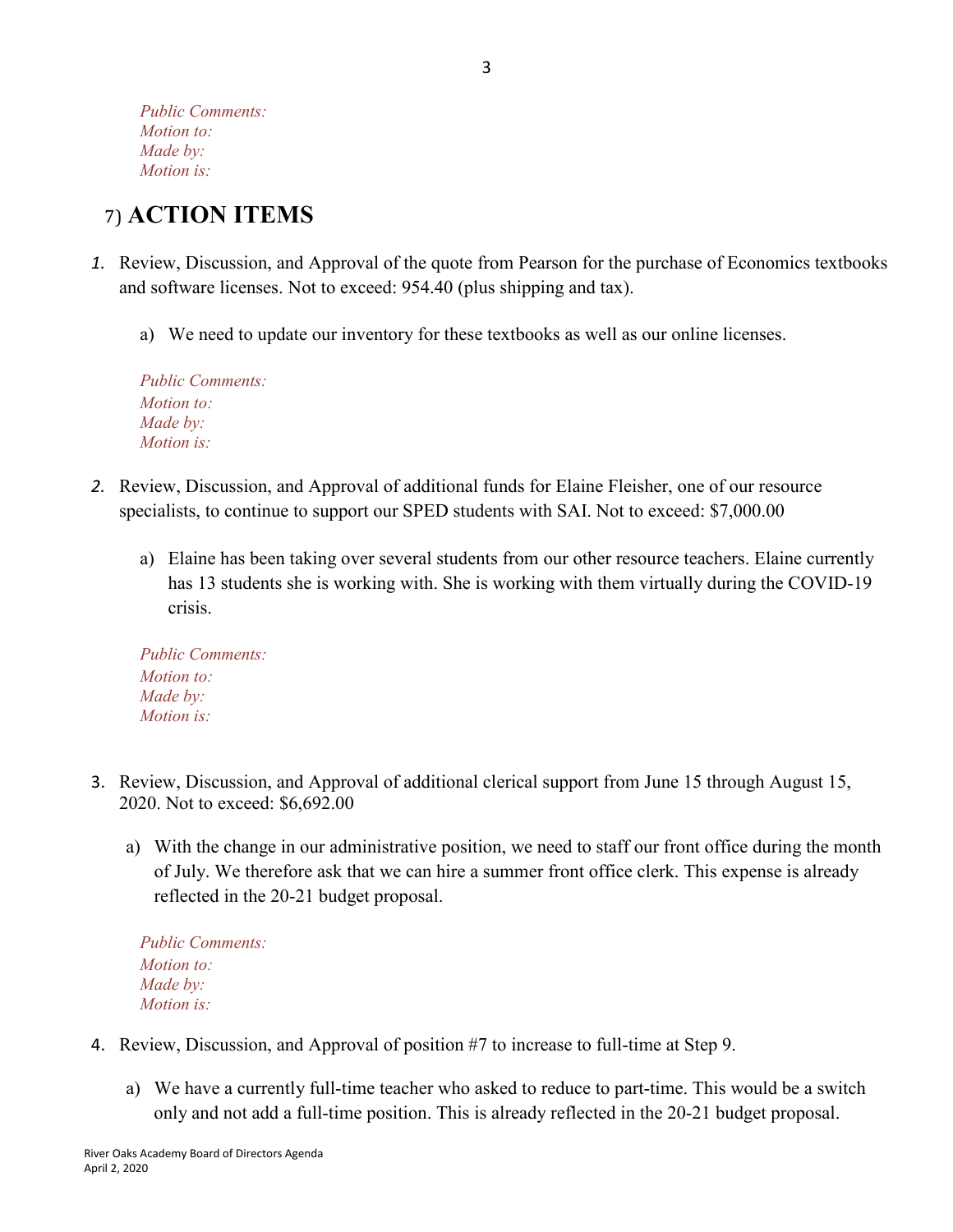*Public Comments:*
*Motion to:*
*Made by:*
*Motion is:*

## 7) ACTION ITEMS

1. Review, Discussion, and Approval of the quote from Pearson for the purchase of Economics textbooks and software licenses. Not to exceed: 954.40 (plus shipping and tax).

   a) We need to update our inventory for these textbooks as well as our online licenses.

   *Public Comments:*
   *Motion to:*
   *Made by:*
   *Motion is:*

2. Review, Discussion, and Approval of additional funds for Elaine Fleisher, one of our resource specialists, to continue to support our SPED students with SAI. Not to exceed: $7,000.00

   a) Elaine has been taking over several students from our other resource teachers. Elaine currently has 13 students she is working with. She is working with them virtually during the COVID-19 crisis.

   *Public Comments:*
   *Motion to:*
   *Made by:*
   *Motion is:*

3. Review, Discussion, and Approval of additional clerical support from June 15 through August 15, 2020. Not to exceed: $6,692.00

   a) With the change in our administrative position, we need to staff our front office during the month of July. We therefore ask that we can hire a summer front office clerk. This expense is already reflected in the 20-21 budget proposal.

   *Public Comments:*
   *Motion to:*
   *Made by:*
   *Motion is:*

4. Review, Discussion, and Approval of position #7 to increase to full-time at Step 9.

   a) We have a currently full-time teacher who asked to reduce to part-time. This would be a switch only and not add a full-time position. This is already reflected in the 20-21 budget proposal.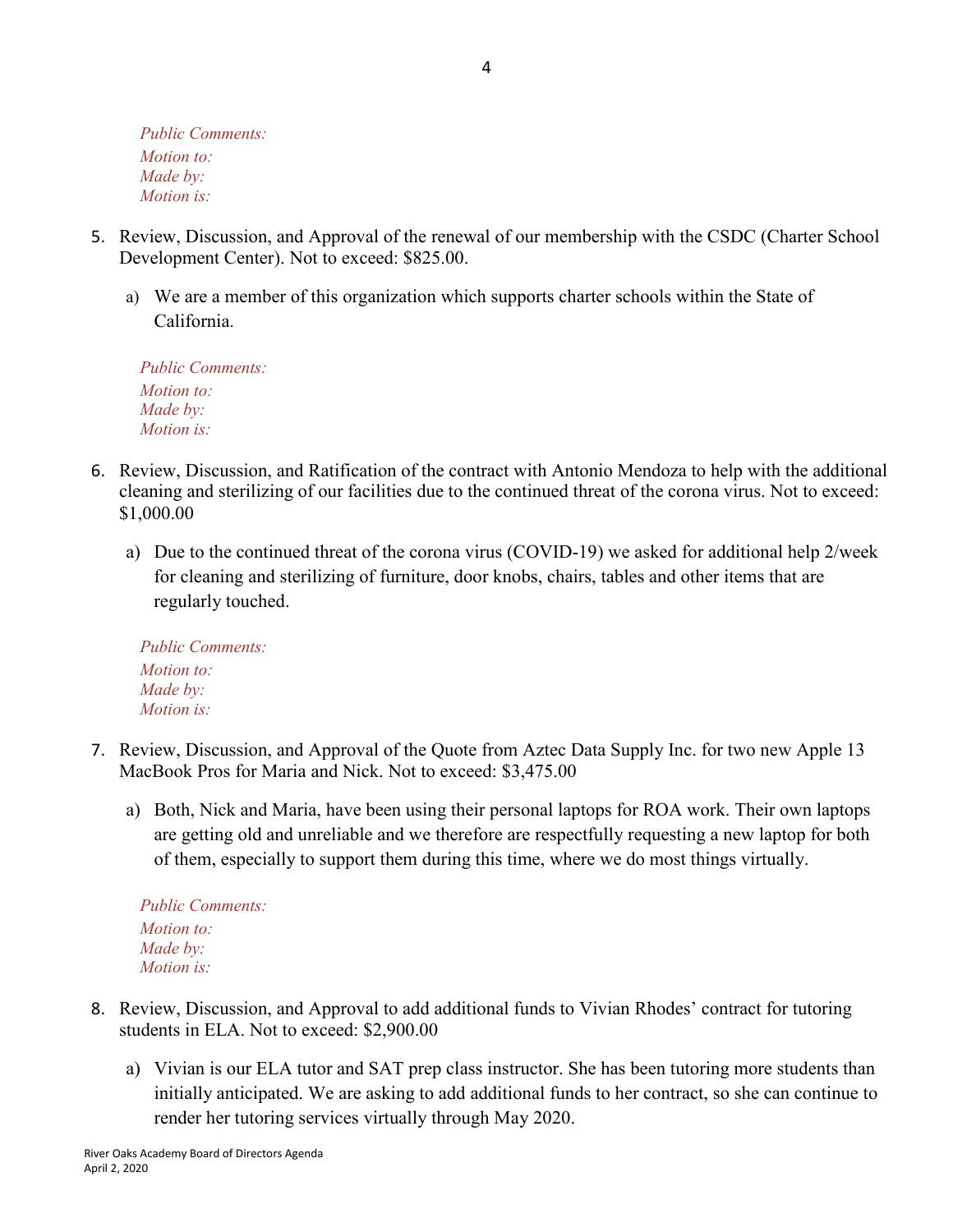*Public Comments:*
*Motion to:*
*Made by:*
*Motion is:*

5. Review, Discussion, and Approval of the renewal of our membership with the CSDC (Charter School Development Center). Not to exceed: $825.00.

   a) We are a member of this organization which supports charter schools within the State of California.

   *Public Comments:*
   *Motion to:*
   *Made by:*
   *Motion is:*

6. Review, Discussion, and Ratification of the contract with Antonio Mendoza to help with the additional cleaning and sterilizing of our facilities due to the continued threat of the corona virus. Not to exceed: $1,000.00

   a) Due to the continued threat of the corona virus (COVID-19) we asked for additional help 2/week for cleaning and sterilizing of furniture, door knobs, chairs, tables and other items that are regularly touched.

   *Public Comments:*
   *Motion to:*
   *Made by:*
   *Motion is:*

7. Review, Discussion, and Approval of the Quote from Aztec Data Supply Inc. for two new Apple 13 MacBook Pros for Maria and Nick. Not to exceed: $3,475.00

   a) Both, Nick and Maria, have been using their personal laptops for ROA work. Their own laptops are getting old and unreliable and we therefore are respectfully requesting a new laptop for both of them, especially to support them during this time, where we do most things virtually.

   *Public Comments:*
   *Motion to:*
   *Made by:*
   *Motion is:*

8. Review, Discussion, and Approval to add additional funds to Vivian Rhodes' contract for tutoring students in ELA. Not to exceed: $2,900.00

   a) Vivian is our ELA tutor and SAT prep class instructor. She has been tutoring more students than initially anticipated. We are asking to add additional funds to her contract, so she can continue to render her tutoring services virtually through May 2020.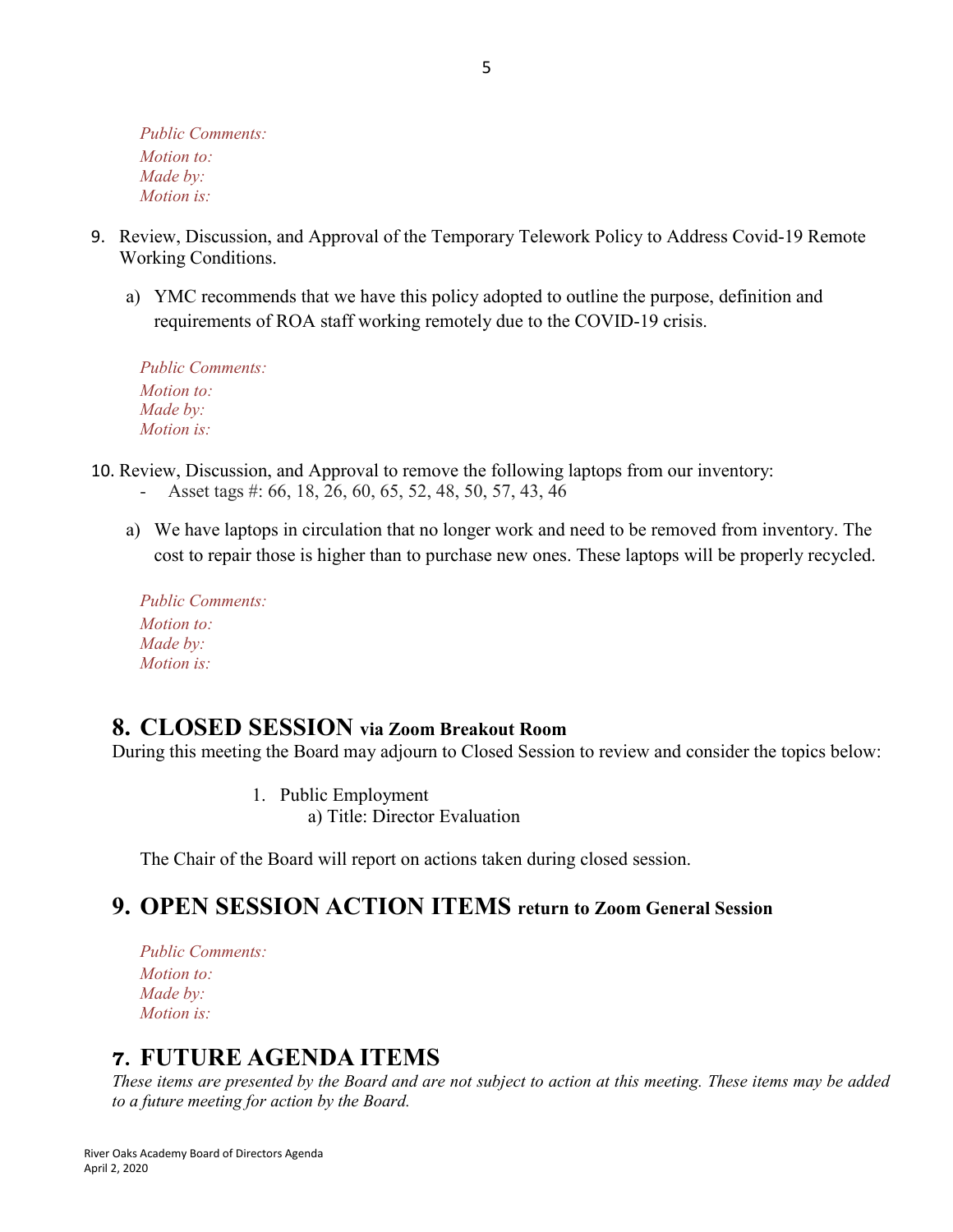*Public Comments:*
*Motion to:*
*Made by:*
*Motion is:*

9. Review, Discussion, and Approval of the Temporary Telework Policy to Address Covid-19 Remote Working Conditions.

    a) YMC recommends that we have this policy adopted to outline the purpose, definition and requirements of ROA staff working remotely due to the COVID-19 crisis.

*Public Comments:*
*Motion to:*
*Made by:*
*Motion is:*

10. Review, Discussion, and Approval to remove the following laptops from our inventory:
    - Asset tags #: 66, 18, 26, 60, 65, 52, 48, 50, 57, 43, 46

    a) We have laptops in circulation that no longer work and need to be removed from inventory. The cost to repair those is higher than to purchase new ones. These laptops will be properly recycled.

*Public Comments:*
*Motion to:*
*Made by:*
*Motion is:*

## 8. CLOSED SESSION via Zoom Breakout Room

During this meeting the Board may adjourn to Closed Session to review and consider the topics below:

1. Public Employment
    a) Title: Director Evaluation

The Chair of the Board will report on actions taken during closed session.

## 9. OPEN SESSION ACTION ITEMS return to Zoom General Session

*Public Comments:*
*Motion to:*
*Made by:*
*Motion is:*

## 7. FUTURE AGENDA ITEMS

*These items are presented by the Board and are not subject to action at this meeting. These items may be added to a future meeting for action by the Board.*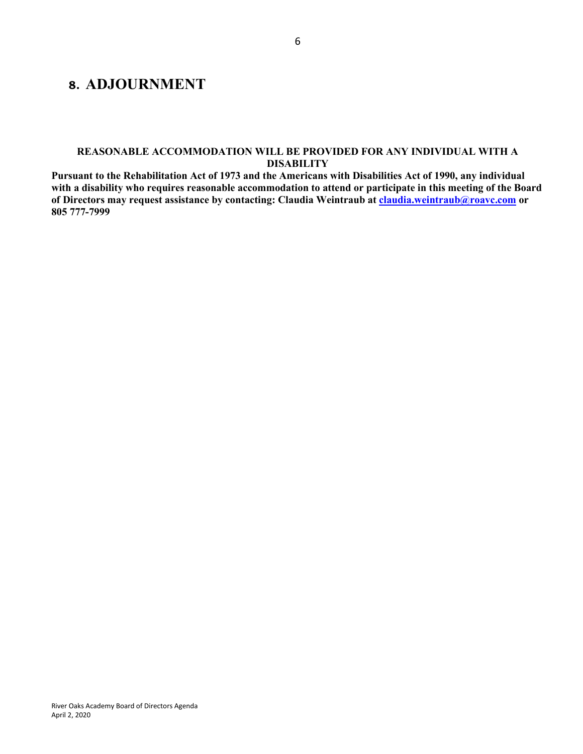## 8. ADJOURNMENT

**REASONABLE ACCOMMODATION WILL BE PROVIDED FOR ANY INDIVIDUAL WITH A DISABILITY**

**Pursuant to the Rehabilitation Act of 1973 and the Americans with Disabilities Act of 1990, any individual with a disability who requires reasonable accommodation to attend or participate in this meeting of the Board of Directors may request assistance by contacting: Claudia Weintraub at claudia.weintraub@roavc.com or 805 777-7999**